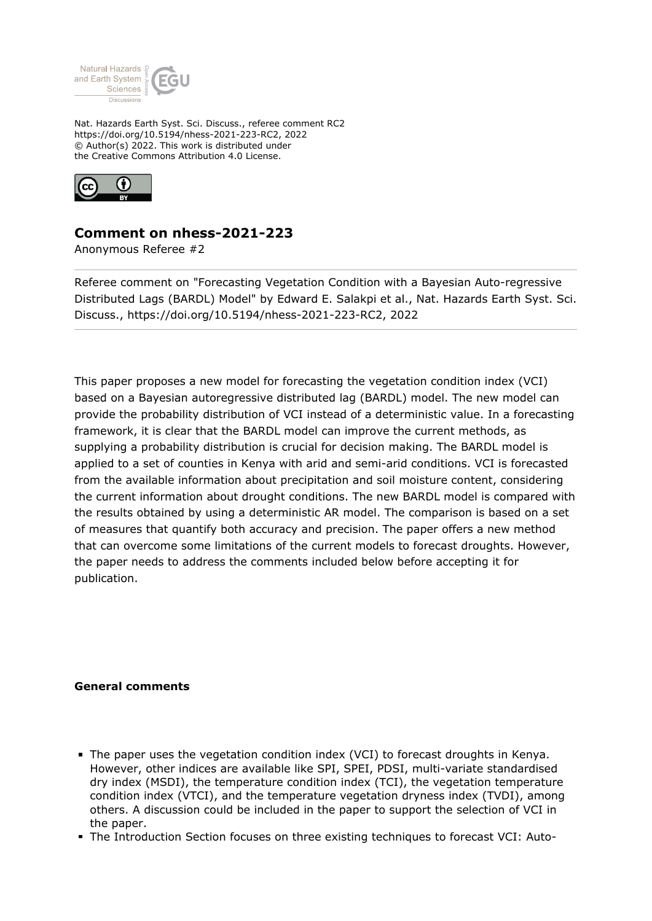Nat. Hazards Earth Syst. Sci. Discuss., referee comment RC2
https://doi.org/10.5194/nhess-2021-223-RC2, 2022
© Author(s) 2022. This work is distributed under
the Creative Commons Attribution 4.0 License.

## Comment on nhess-2021-223

Anonymous Referee #2

Referee comment on "Forecasting Vegetation Condition with a Bayesian Auto-regressive Distributed Lags (BARDL) Model" by Edward E. Salakpi et al., Nat. Hazards Earth Syst. Sci. Discuss., https://doi.org/10.5194/nhess-2021-223-RC2, 2022

This paper proposes a new model for forecasting the vegetation condition index (VCI) based on a Bayesian autoregressive distributed lag (BARDL) model. The new model can provide the probability distribution of VCI instead of a deterministic value. In a forecasting framework, it is clear that the BARDL model can improve the current methods, as supplying a probability distribution is crucial for decision making. The BARDL model is applied to a set of counties in Kenya with arid and semi-arid conditions. VCI is forecasted from the available information about precipitation and soil moisture content, considering the current information about drought conditions. The new BARDL model is compared with the results obtained by using a deterministic AR model. The comparison is based on a set of measures that quantify both accuracy and precision. The paper offers a new method that can overcome some limitations of the current models to forecast droughts. However, the paper needs to address the comments included below before accepting it for publication.

**General comments**

- The paper uses the vegetation condition index (VCI) to forecast droughts in Kenya. However, other indices are available like SPI, SPEI, PDSI, multi-variate standardised dry index (MSDI), the temperature condition index (TCI), the vegetation temperature condition index (VTCI), and the temperature vegetation dryness index (TVDI), among others. A discussion could be included in the paper to support the selection of VCI in the paper.
- The Introduction Section focuses on three existing techniques to forecast VCI: Auto-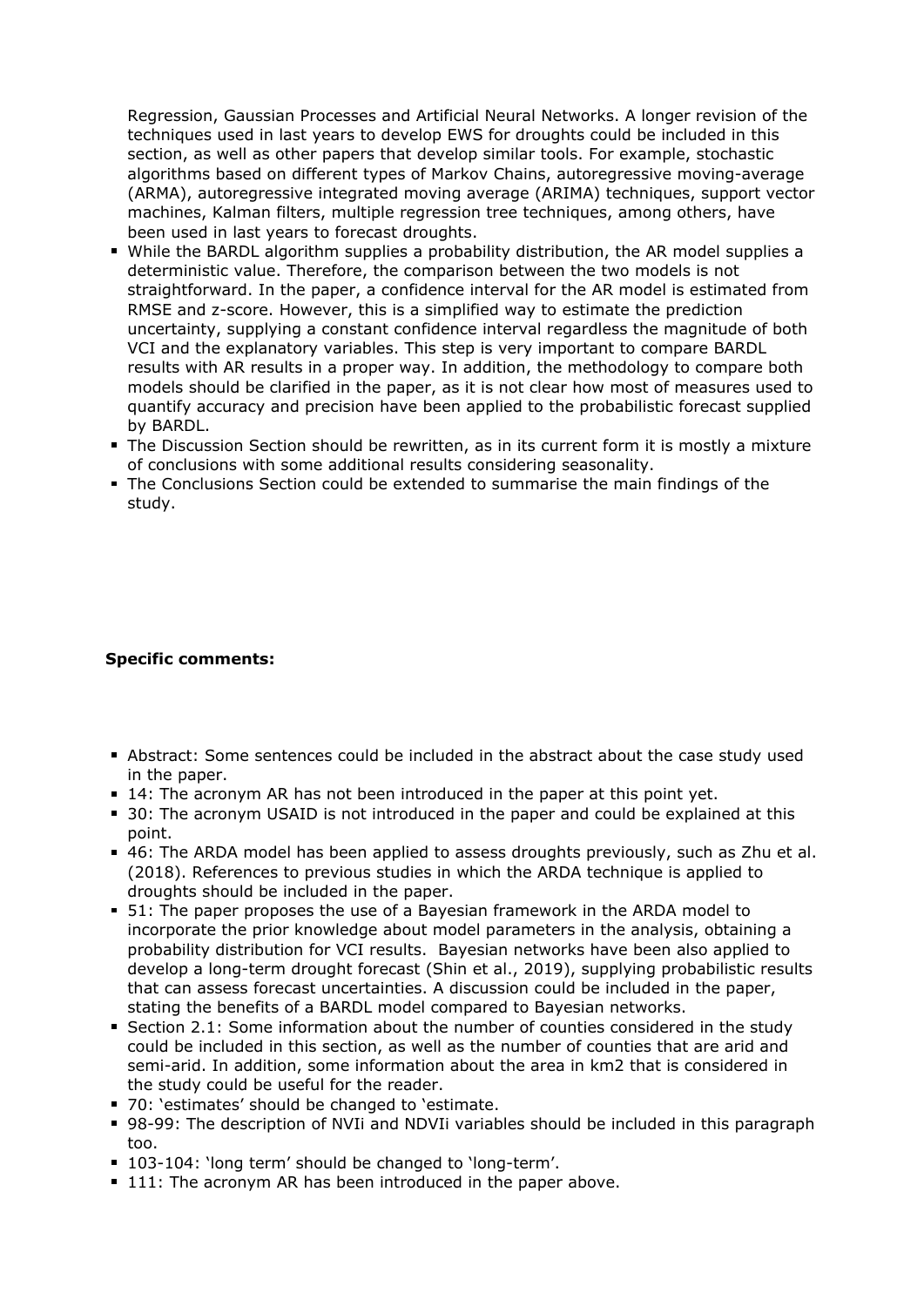Regression, Gaussian Processes and Artificial Neural Networks. A longer revision of the techniques used in last years to develop EWS for droughts could be included in this section, as well as other papers that develop similar tools. For example, stochastic algorithms based on different types of Markov Chains, autoregressive moving-average (ARMA), autoregressive integrated moving average (ARIMA) techniques, support vector machines, Kalman filters, multiple regression tree techniques, among others, have been used in last years to forecast droughts.

- While the BARDL algorithm supplies a probability distribution, the AR model supplies a deterministic value. Therefore, the comparison between the two models is not straightforward. In the paper, a confidence interval for the AR model is estimated from RMSE and z-score. However, this is a simplified way to estimate the prediction uncertainty, supplying a constant confidence interval regardless the magnitude of both VCI and the explanatory variables. This step is very important to compare BARDL results with AR results in a proper way. In addition, the methodology to compare both models should be clarified in the paper, as it is not clear how most of measures used to quantify accuracy and precision have been applied to the probabilistic forecast supplied by BARDL.
- The Discussion Section should be rewritten, as in its current form it is mostly a mixture of conclusions with some additional results considering seasonality.
- The Conclusions Section could be extended to summarise the main findings of the study.

**Specific comments:**

- Abstract: Some sentences could be included in the abstract about the case study used in the paper.
- 14: The acronym AR has not been introduced in the paper at this point yet.
- 30: The acronym USAID is not introduced in the paper and could be explained at this point.
- 46: The ARDA model has been applied to assess droughts previously, such as Zhu et al. (2018). References to previous studies in which the ARDA technique is applied to droughts should be included in the paper.
- 51: The paper proposes the use of a Bayesian framework in the ARDA model to incorporate the prior knowledge about model parameters in the analysis, obtaining a probability distribution for VCI results. Bayesian networks have been also applied to develop a long-term drought forecast (Shin et al., 2019), supplying probabilistic results that can assess forecast uncertainties. A discussion could be included in the paper, stating the benefits of a BARDL model compared to Bayesian networks.
- Section 2.1: Some information about the number of counties considered in the study could be included in this section, as well as the number of counties that are arid and semi-arid. In addition, some information about the area in km2 that is considered in the study could be useful for the reader.
- 70: 'estimates' should be changed to 'estimate.
- 98-99: The description of NVIi and NDVIi variables should be included in this paragraph too.
- 103-104: 'long term' should be changed to 'long-term'.
- 111: The acronym AR has been introduced in the paper above.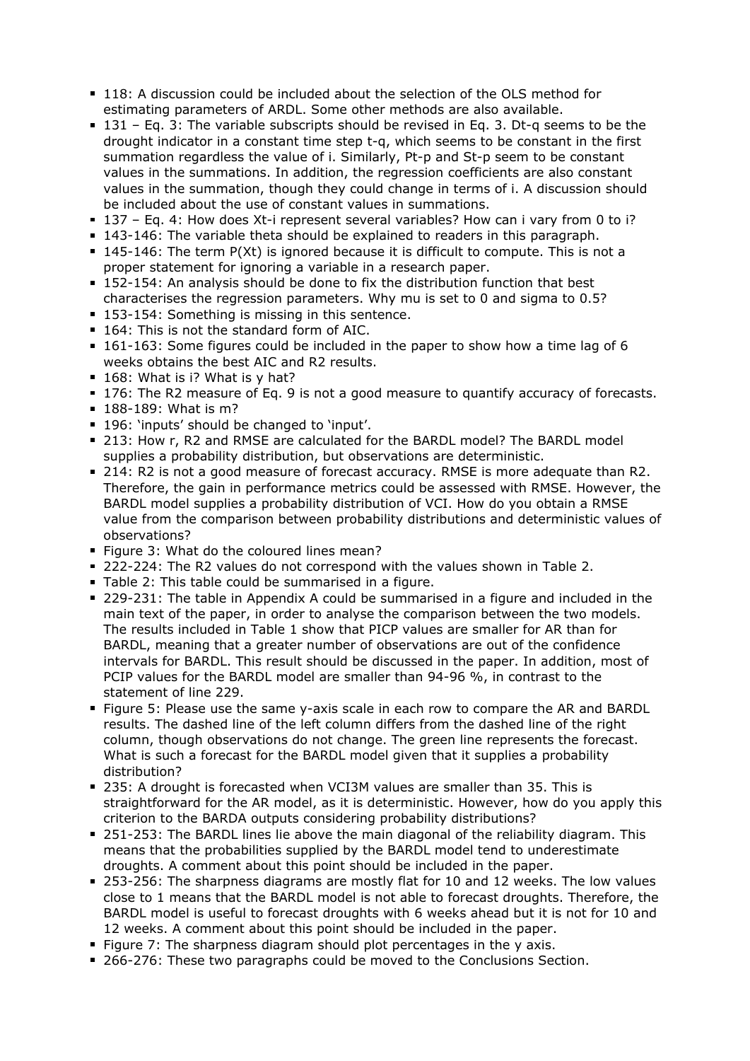- 118: A discussion could be included about the selection of the OLS method for estimating parameters of ARDL. Some other methods are also available.
- 131 – Eq. 3: The variable subscripts should be revised in Eq. 3. $D_{t-q}$ seems to be the drought indicator in a constant time step t-q, which seems to be constant in the first summation regardless the value of i. Similarly, $P_{t-p}$ and $S_{t-p}$ seem to be constant values in the summations. In addition, the regression coefficients are also constant values in the summation, though they could change in terms of i. A discussion should be included about the use of constant values in summations.
- 137 – Eq. 4: How does $X_{t-i}$ represent several variables? How can i vary from 0 to i?
- 143-146: The variable theta should be explained to readers in this paragraph.
- 145-146: The term $P(X_t)$ is ignored because it is difficult to compute. This is not a proper statement for ignoring a variable in a research paper.
- 152-154: An analysis should be done to fix the distribution function that best characterises the regression parameters. Why mu is set to 0 and sigma to 0.5?
- 153-154: Something is missing in this sentence.
- 164: This is not the standard form of AIC.
- 161-163: Some figures could be included in the paper to show how a time lag of 6 weeks obtains the best AIC and R2 results.
- 168: What is i? What is y hat?
- 176: The R2 measure of Eq. 9 is not a good measure to quantify accuracy of forecasts.
- 188-189: What is m?
- 196: 'inputs' should be changed to 'input'.
- 213: How r, R2 and RMSE are calculated for the BARDL model? The BARDL model supplies a probability distribution, but observations are deterministic.
- 214: R2 is not a good measure of forecast accuracy. RMSE is more adequate than R2. Therefore, the gain in performance metrics could be assessed with RMSE. However, the BARDL model supplies a probability distribution of VCI. How do you obtain a RMSE value from the comparison between probability distributions and deterministic values of observations?
- Figure 3: What do the coloured lines mean?
- 222-224: The R2 values do not correspond with the values shown in Table 2.
- Table 2: This table could be summarised in a figure.
- 229-231: The table in Appendix A could be summarised in a figure and included in the main text of the paper, in order to analyse the comparison between the two models. The results included in Table 1 show that PICP values are smaller for AR than for BARDL, meaning that a greater number of observations are out of the confidence intervals for BARDL. This result should be discussed in the paper. In addition, most of PCIP values for the BARDL model are smaller than 94-96 %, in contrast to the statement of line 229.
- Figure 5: Please use the same y-axis scale in each row to compare the AR and BARDL results. The dashed line of the left column differs from the dashed line of the right column, though observations do not change. The green line represents the forecast. What is such a forecast for the BARDL model given that it supplies a probability distribution?
- 235: A drought is forecasted when VCI3M values are smaller than 35. This is straightforward for the AR model, as it is deterministic. However, how do you apply this criterion to the BARDA outputs considering probability distributions?
- 251-253: The BARDL lines lie above the main diagonal of the reliability diagram. This means that the probabilities supplied by the BARDL model tend to underestimate droughts. A comment about this point should be included in the paper.
- 253-256: The sharpness diagrams are mostly flat for 10 and 12 weeks. The low values close to 1 means that the BARDL model is not able to forecast droughts. Therefore, the BARDL model is useful to forecast droughts with 6 weeks ahead but it is not for 10 and 12 weeks. A comment about this point should be included in the paper.
- Figure 7: The sharpness diagram should plot percentages in the y axis.
- 266-276: These two paragraphs could be moved to the Conclusions Section.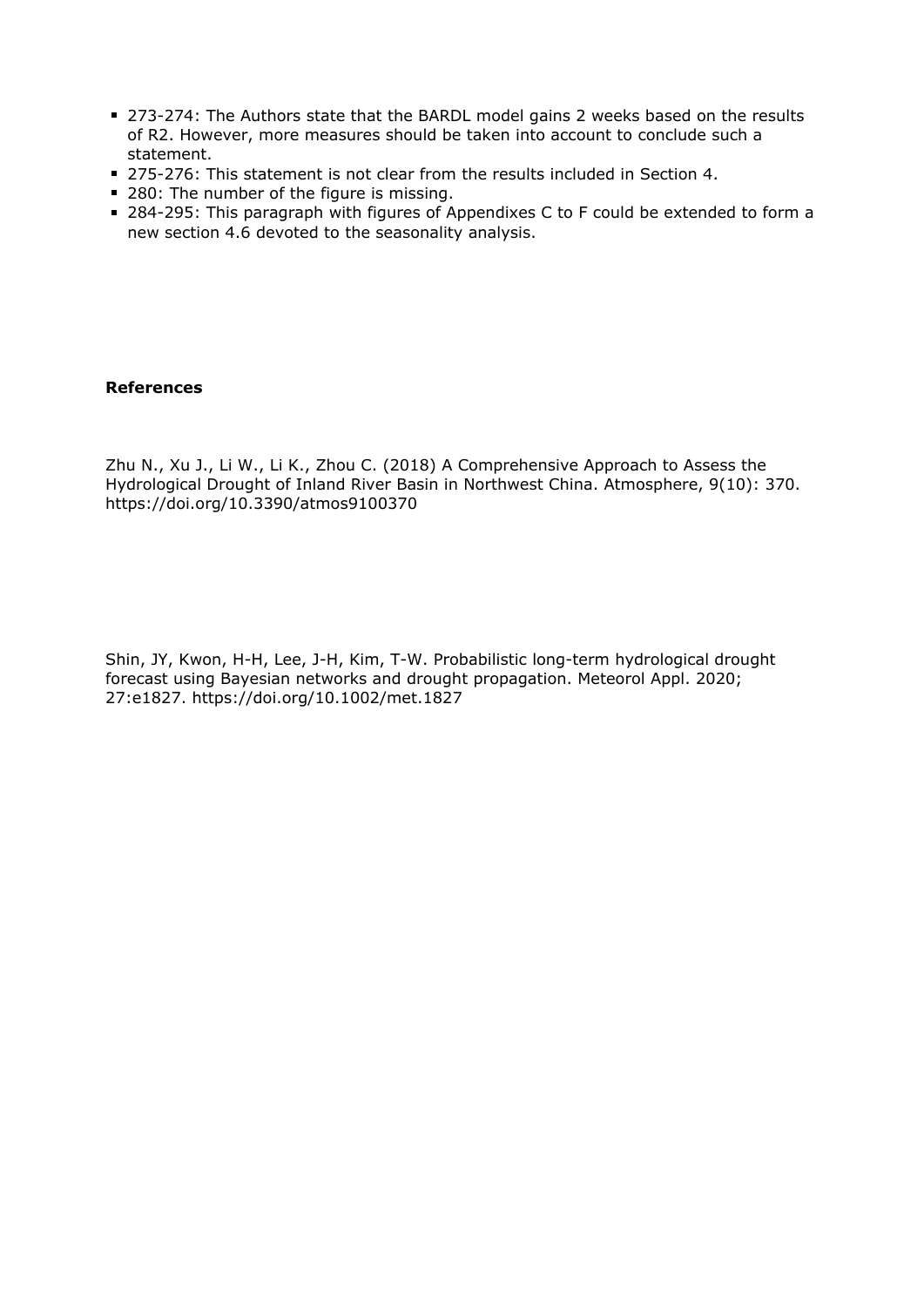- 273-274: The Authors state that the BARDL model gains 2 weeks based on the results of R2. However, more measures should be taken into account to conclude such a statement.
- 275-276: This statement is not clear from the results included in Section 4.
- 280: The number of the figure is missing.
- 284-295: This paragraph with figures of Appendixes C to F could be extended to form a new section 4.6 devoted to the seasonality analysis.

**References**

Zhu N., Xu J., Li W., Li K., Zhou C. (2018) A Comprehensive Approach to Assess the Hydrological Drought of Inland River Basin in Northwest China. Atmosphere, 9(10): 370. https://doi.org/10.3390/atmos9100370

Shin, JY, Kwon, H-H, Lee, J-H, Kim, T-W. Probabilistic long-term hydrological drought forecast using Bayesian networks and drought propagation. Meteorol Appl. 2020; 27:e1827. https://doi.org/10.1002/met.1827